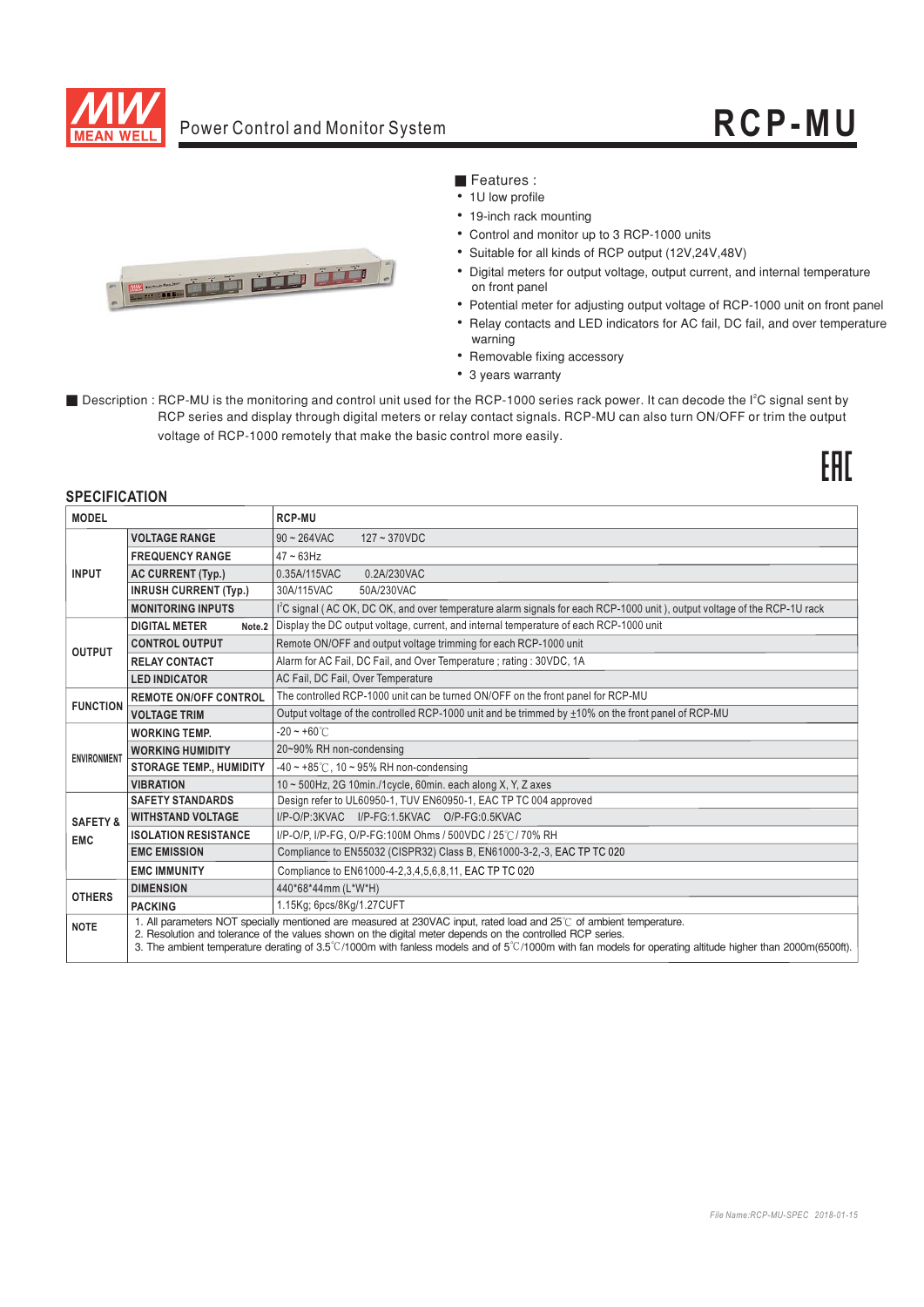MEAN WELL

# Power Control and Monitor System

# RCP-MU

## ■ Features :

- 1U low profile
- 19-inch rack mounting
- Control and monitor up to 3 RCP-1000 units
- Suitable for all kinds of RCP output (12V,24V,48V)
- Digital meters for output voltage, output current, and internal temperature on front panel
- Potential meter for adjusting output voltage of RCP-1000 unit on front panel
- Relay contacts and LED indicators for AC fail, DC fail, and over temperature warning
- Removable fixing accessory
- 3 years warranty

■ Description : RCP-MU is the monitoring and control unit used for the RCP-1000 series rack power. It can decode the I²C signal sent by RCP series and display through digital meters or relay contact signals. RCP-MU can also turn ON/OFF or trim the output voltage of RCP-1000 remotely that make the basic control more easily.

EAC

## SPECIFICATION

| MODEL | | RCP-MU |
|---|---|---|
| INPUT | VOLTAGE RANGE | 90 ~ 264VAC 127 ~ 370VDC |
| | FREQUENCY RANGE | 47 ~ 63Hz |
| | AC CURRENT (Typ.) | 0.35A/115VAC 0.2A/230VAC |
| | INRUSH CURRENT (Typ.) | 30A/115VAC 50A/230VAC |
| | MONITORING INPUTS | I²C signal ( AC OK, DC OK, and over temperature alarm signals for each RCP-1000 unit ), output voltage of the RCP-1U rack |
| OUTPUT | DIGITAL METER Note.2 | Display the DC output voltage, current, and internal temperature of each RCP-1000 unit |
| | CONTROL OUTPUT | Remote ON/OFF and output voltage trimming for each RCP-1000 unit |
| | RELAY CONTACT | Alarm for AC Fail, DC Fail, and Over Temperature ; rating : 30VDC, 1A |
| | LED INDICATOR | AC Fail, DC Fail, Over Temperature |
| FUNCTION | REMOTE ON/OFF CONTROL | The controlled RCP-1000 unit can be turned ON/OFF on the front panel for RCP-MU |
| | VOLTAGE TRIM | Output voltage of the controlled RCP-1000 unit and be trimmed by ±10% on the front panel of RCP-MU |
| ENVIRONMENT | WORKING TEMP. | -20 ~ +60℃ |
| | WORKING HUMIDITY | 20~90% RH non-condensing |
| | STORAGE TEMP., HUMIDITY | -40 ~ +85℃, 10 ~ 95% RH non-condensing |
| | VIBRATION | 10 ~ 500Hz, 2G 10min./1cycle, 60min. each along X, Y, Z axes |
| SAFETY & EMC | SAFETY STANDARDS | Design refer to UL60950-1, TUV EN60950-1, EAC TP TC 004 approved |
| | WITHSTAND VOLTAGE | I/P-O/P:3KVAC I/P-FG:1.5KVAC O/P-FG:0.5KVAC |
| | ISOLATION RESISTANCE | I/P-O/P, I/P-FG, O/P-FG:100M Ohms / 500VDC / 25℃/ 70% RH |
| | EMC EMISSION | Compliance to EN55032 (CISPR32) Class B, EN61000-3-2,-3, EAC TP TC 020 |
| | EMC IMMUNITY | Compliance to EN61000-4-2,3,4,5,6,8,11, EAC TP TC 020 |
| OTHERS | DIMENSION | 440*68*44mm (L*W*H) |
| | PACKING | 1.15Kg; 6pcs/8Kg/1.27CUFT |
| NOTE | 1. All parameters NOT specially mentioned are measured at 230VAC input, rated load and 25℃ of ambient temperature.<br>2. Resolution and tolerance of the values shown on the digital meter depends on the controlled RCP series.<br>3. The ambient temperature derating of 3.5℃/1000m with fanless models and of 5℃/1000m with fan models for operating altitude higher than 2000m(6500ft). | |

File Name:RCP-MU-SPEC 2018-01-15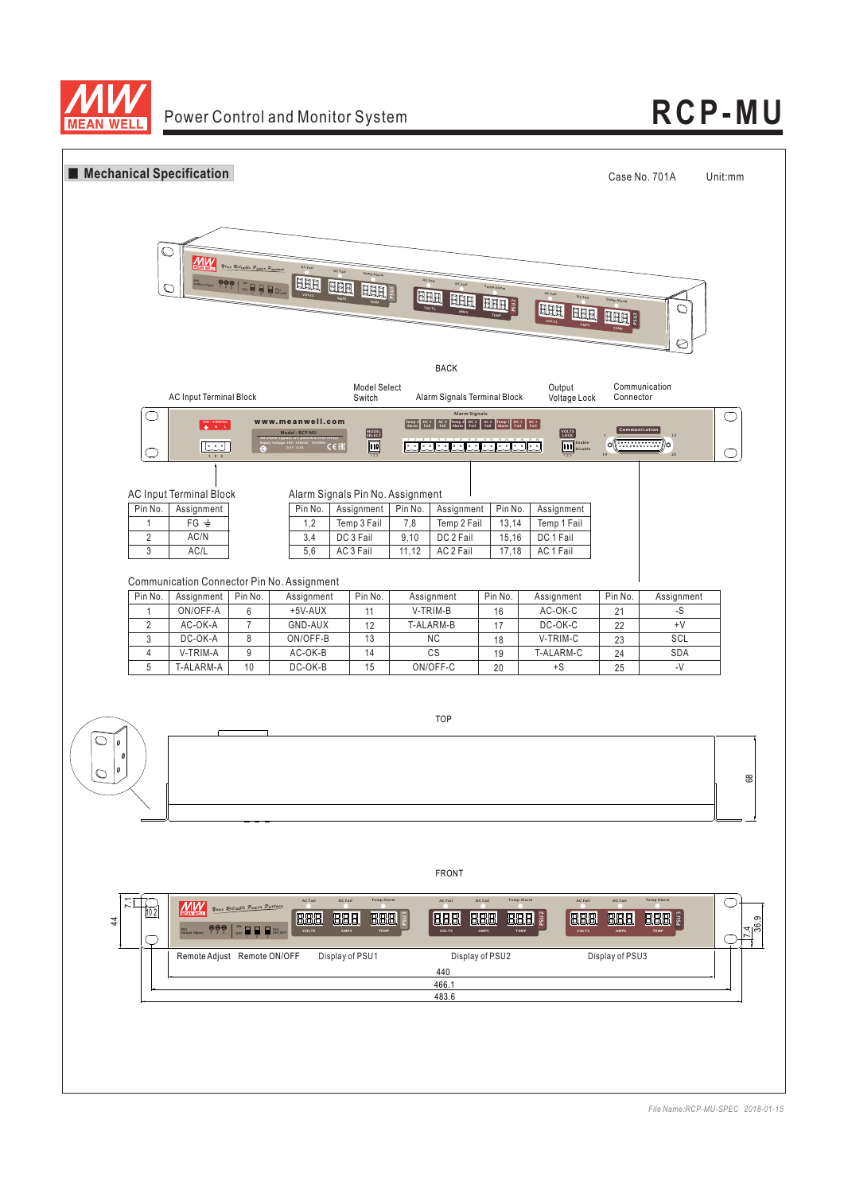## Mechanical Specification

Case No. 701A Unit:mm

BACK

AC Input Terminal Block

Model Select Switch

Alarm Signals Terminal Block

Output Voltage Lock

Communication Connector

AC Input Terminal Block

| Pin No. | Assignment |
|---|---|
| 1 | FG ⏚ |
| 2 | AC/N |
| 3 | AC/L |

Alarm Signals Pin No. Assignment

| Pin No. | Assignment | Pin No. | Assignment | Pin No. | Assignment |
|---|---|---|---|---|---|
| 1,2 | Temp 3 Fail | 7,8 | Temp 2 Fail | 13,14 | Temp 1 Fail |
| 3,4 | DC 3 Fail | 9,10 | DC 2 Fail | 15,16 | DC 1 Fail |
| 5,6 | AC 3 Fail | 11,12 | AC 2 Fail | 17,18 | AC 1 Fail |

Communication Connector Pin No. Assignment

| Pin No. | Assignment | Pin No. | Assignment | Pin No. | Assignment | Pin No. | Assignment | Pin No. | Assignment |
|---|---|---|---|---|---|---|---|---|---|
| 1 | ON/OFF-A | 6 | +5V-AUX | 11 | V-TRIM-B | 16 | AC-OK-C | 21 | -S |
| 2 | AC-OK-A | 7 | GND-AUX | 12 | T-ALARM-B | 17 | DC-OK-C | 22 | +V |
| 3 | DC-OK-A | 8 | ON/OFF-B | 13 | NC | 18 | V-TRIM-C | 23 | SCL |
| 4 | V-TRIM-A | 9 | AC-OK-B | 14 | CS | 19 | T-ALARM-C | 24 | SDA |
| 5 | T-ALARM-A | 10 | DC-OK-B | 15 | ON/OFF-C | 20 | +S | 25 | -V |

TOP

68

FRONT

44

7.1

10.2

7.4

36.9

Remote Adjust Remote ON/OFF Display of PSU1 Display of PSU2 Display of PSU3

440

466.1

483.6

*File Name:RCP-MU-SPEC 2018-01-15*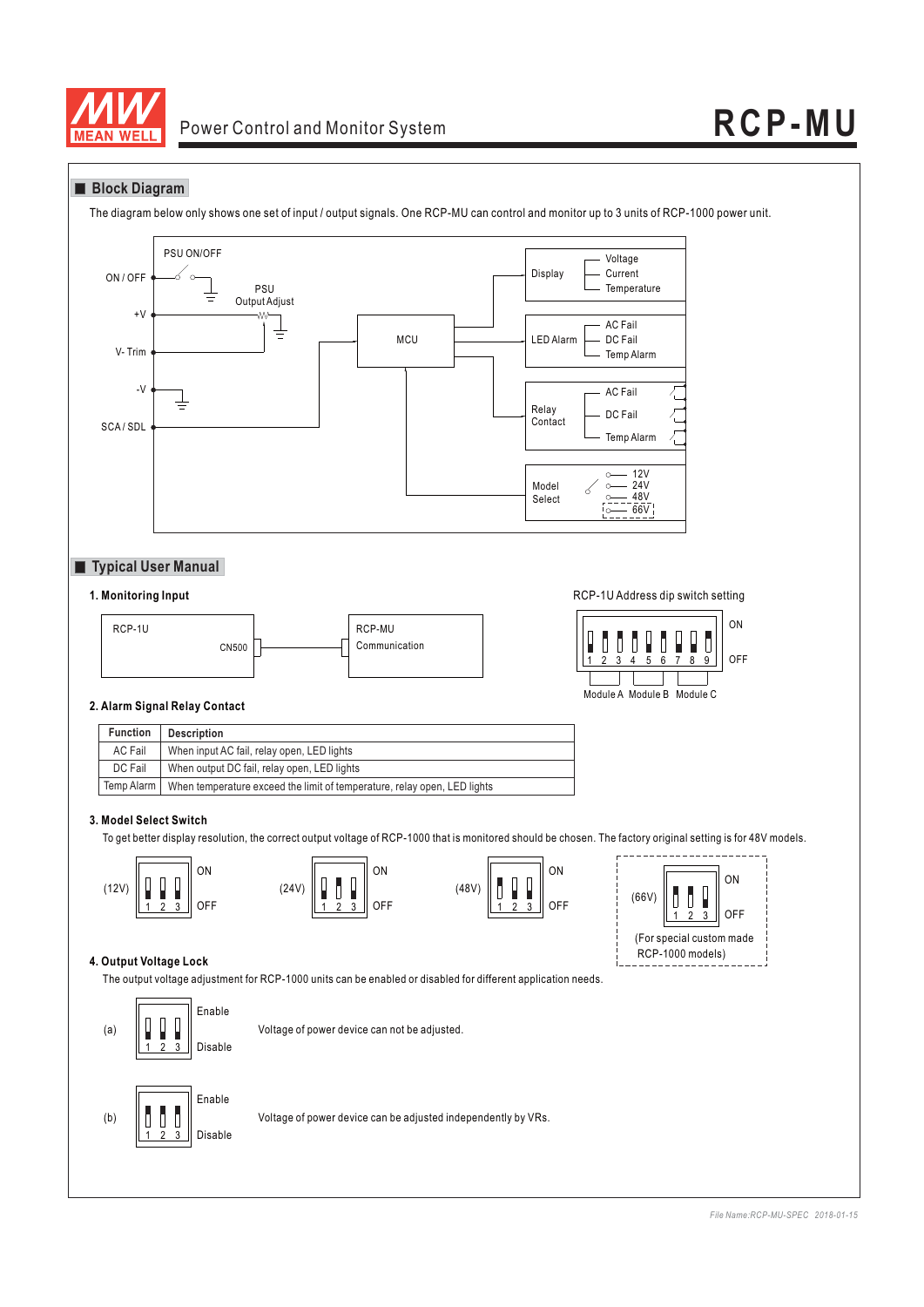## Block Diagram

The diagram below only shows one set of input / output signals. One RCP-MU can control and monitor up to 3 units of RCP-1000 power unit.

PSU ON/OFF
ON / OFF
+V
V- Trim
-V
SCA / SDL
PSU Output Adjust
MCU
Display
Voltage
Current
Temperature
LED Alarm
AC Fail
DC Fail
Temp Alarm
Relay Contact
AC Fail
DC Fail
Temp Alarm
Model Select
12V
24V
48V
66V

## Typical User Manual

**1. Monitoring Input**

RCP-1U
CN500
RCP-MU Communication

RCP-1U Address dip switch setting

ON
OFF
1 2 3 4 5 6 7 8 9
Module A Module B Module C

**2. Alarm Signal Relay Contact**

| Function | Description |
|---|---|
| AC Fail | When input AC fail, relay open, LED lights |
| DC Fail | When output DC fail, relay open, LED lights |
| Temp Alarm | When temperature exceed the limit of temperature, relay open, LED lights |

**3. Model Select Switch**

To get better display resolution, the correct output voltage of RCP-1000 that is monitored should be chosen. The factory original setting is for 48V models.

(12V) ON OFF 1 2 3

(24V) ON OFF 1 2 3

(48V) ON OFF 1 2 3

(66V) ON OFF 1 2 3
(For special custom made RCP-1000 models)

**4. Output Voltage Lock**

The output voltage adjustment for RCP-1000 units can be enabled or disabled for different application needs.

(a) Enable / Disable 1 2 3 — Voltage of power device can not be adjusted.

(b) Enable / Disable 1 2 3 — Voltage of power device can be adjusted independently by VRs.

File Name:RCP-MU-SPEC 2018-01-15